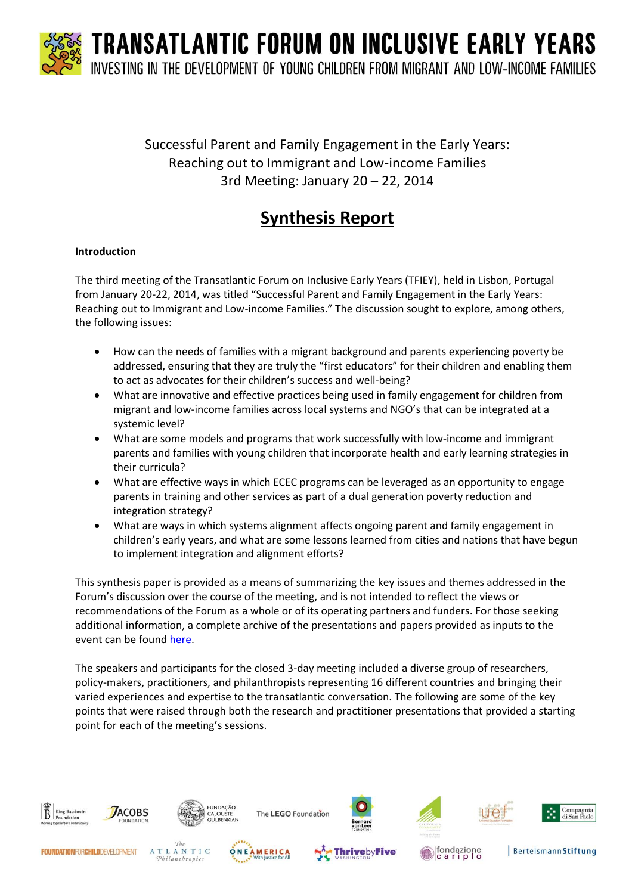# TRANSATLANTIC FORUM ON INCLUSIVE EARLY YEARS

INVESTING IN THE DEVELOPMENT OF YOUNG CHILDREN FROM MIGRANT AND LOW-INCOME FAMILIES

Successful Parent and Family Engagement in the Early Years:
Reaching out to Immigrant and Low-income Families
3rd Meeting: January 20 – 22, 2014

## Synthesis Report

### Introduction

The third meeting of the Transatlantic Forum on Inclusive Early Years (TFIEY), held in Lisbon, Portugal from January 20-22, 2014, was titled "Successful Parent and Family Engagement in the Early Years: Reaching out to Immigrant and Low-income Families." The discussion sought to explore, among others, the following issues:

- How can the needs of families with a migrant background and parents experiencing poverty be addressed, ensuring that they are truly the "first educators" for their children and enabling them to act as advocates for their children's success and well-being?
- What are innovative and effective practices being used in family engagement for children from migrant and low-income families across local systems and NGO's that can be integrated at a systemic level?
- What are some models and programs that work successfully with low-income and immigrant parents and families with young children that incorporate health and early learning strategies in their curricula?
- What are effective ways in which ECEC programs can be leveraged as an opportunity to engage parents in training and other services as part of a dual generation poverty reduction and integration strategy?
- What are ways in which systems alignment affects ongoing parent and family engagement in children's early years, and what are some lessons learned from cities and nations that have begun to implement integration and alignment efforts?

This synthesis paper is provided as a means of summarizing the key issues and themes addressed in the Forum's discussion over the course of the meeting, and is not intended to reflect the views or recommendations of the Forum as a whole or of its operating partners and funders. For those seeking additional information, a complete archive of the presentations and papers provided as inputs to the event can be found here.

The speakers and participants for the closed 3-day meeting included a diverse group of researchers, policy-makers, practitioners, and philanthropists representing 16 different countries and bringing their varied experiences and expertise to the transatlantic conversation. The following are some of the key points that were raised through both the research and practitioner presentations that provided a starting point for each of the meeting's sessions.

King Baudouin Foundation | Jacobs Foundation | Fundação Calouste Gulbenkian | The LEGO Foundation | Bernard van Leer Foundation | California Community Foundation | UEF | Compagnia di San Paolo | Foundation for Child Development | The Atlantic Philanthropies | One America | Thrive by Five Washington | fondazione cariplo | Bertelsmann Stiftung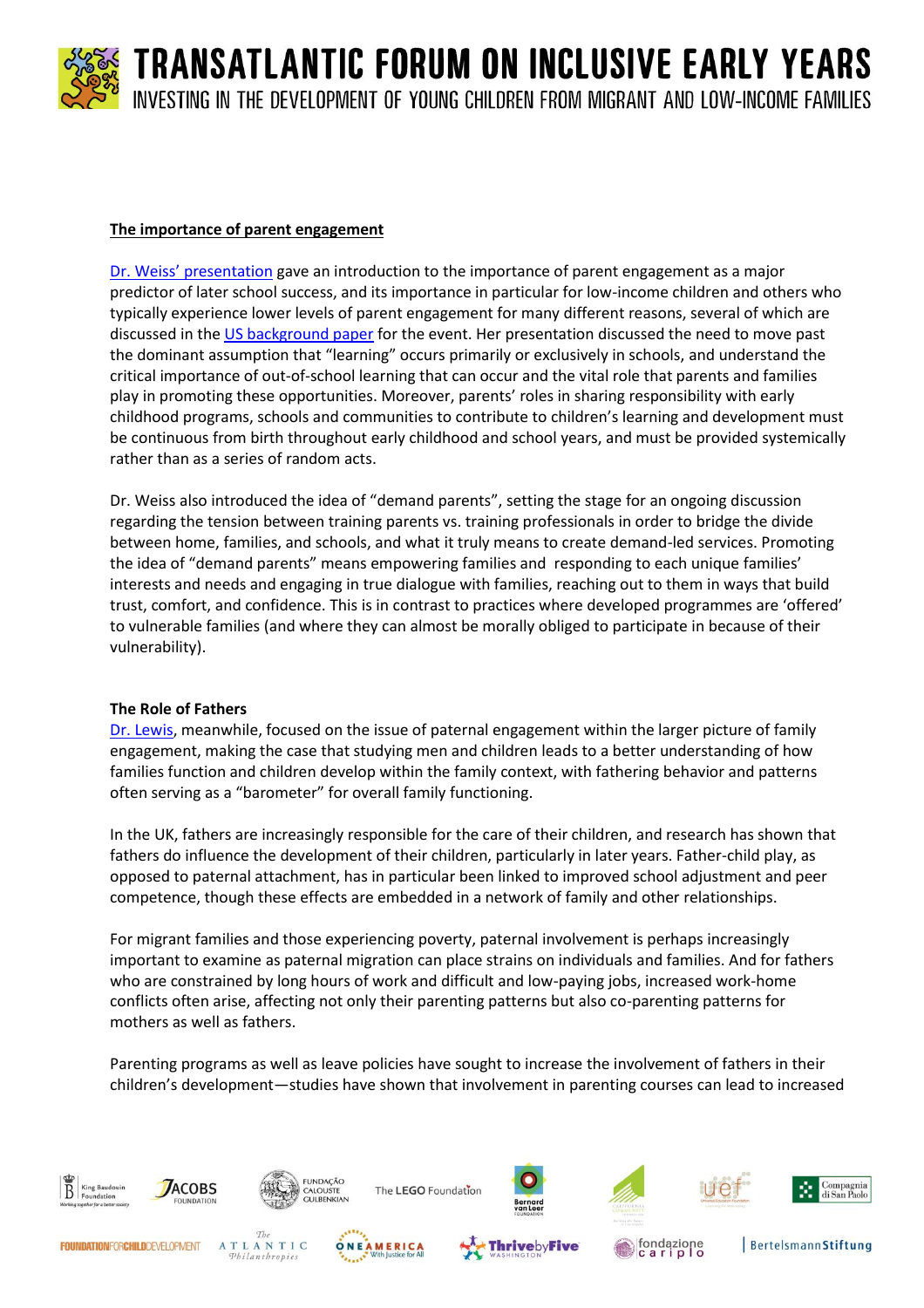**The importance of parent engagement**

[Dr. Weiss' presentation](#) gave an introduction to the importance of parent engagement as a major predictor of later school success, and its importance in particular for low-income children and others who typically experience lower levels of parent engagement for many different reasons, several of which are discussed in the [US background paper](#) for the event. Her presentation discussed the need to move past the dominant assumption that "learning" occurs primarily or exclusively in schools, and understand the critical importance of out-of-school learning that can occur and the vital role that parents and families play in promoting these opportunities. Moreover, parents' roles in sharing responsibility with early childhood programs, schools and communities to contribute to children's learning and development must be continuous from birth throughout early childhood and school years, and must be provided systemically rather than as a series of random acts.

Dr. Weiss also introduced the idea of "demand parents", setting the stage for an ongoing discussion regarding the tension between training parents vs. training professionals in order to bridge the divide between home, families, and schools, and what it truly means to create demand-led services. Promoting the idea of "demand parents" means empowering families and responding to each unique families' interests and needs and engaging in true dialogue with families, reaching out to them in ways that build trust, comfort, and confidence. This is in contrast to practices where developed programmes are 'offered' to vulnerable families (and where they can almost be morally obliged to participate in because of their vulnerability).

**The Role of Fathers**

[Dr. Lewis](#), meanwhile, focused on the issue of paternal engagement within the larger picture of family engagement, making the case that studying men and children leads to a better understanding of how families function and children develop within the family context, with fathering behavior and patterns often serving as a "barometer" for overall family functioning.

In the UK, fathers are increasingly responsible for the care of their children, and research has shown that fathers do influence the development of their children, particularly in later years. Father-child play, as opposed to paternal attachment, has in particular been linked to improved school adjustment and peer competence, though these effects are embedded in a network of family and other relationships.

For migrant families and those experiencing poverty, paternal involvement is perhaps increasingly important to examine as paternal migration can place strains on individuals and families. And for fathers who are constrained by long hours of work and difficult and low-paying jobs, increased work-home conflicts often arise, affecting not only their parenting patterns but also co-parenting patterns for mothers as well as fathers.

Parenting programs as well as leave policies have sought to increase the involvement of fathers in their children's development—studies have shown that involvement in parenting courses can lead to increased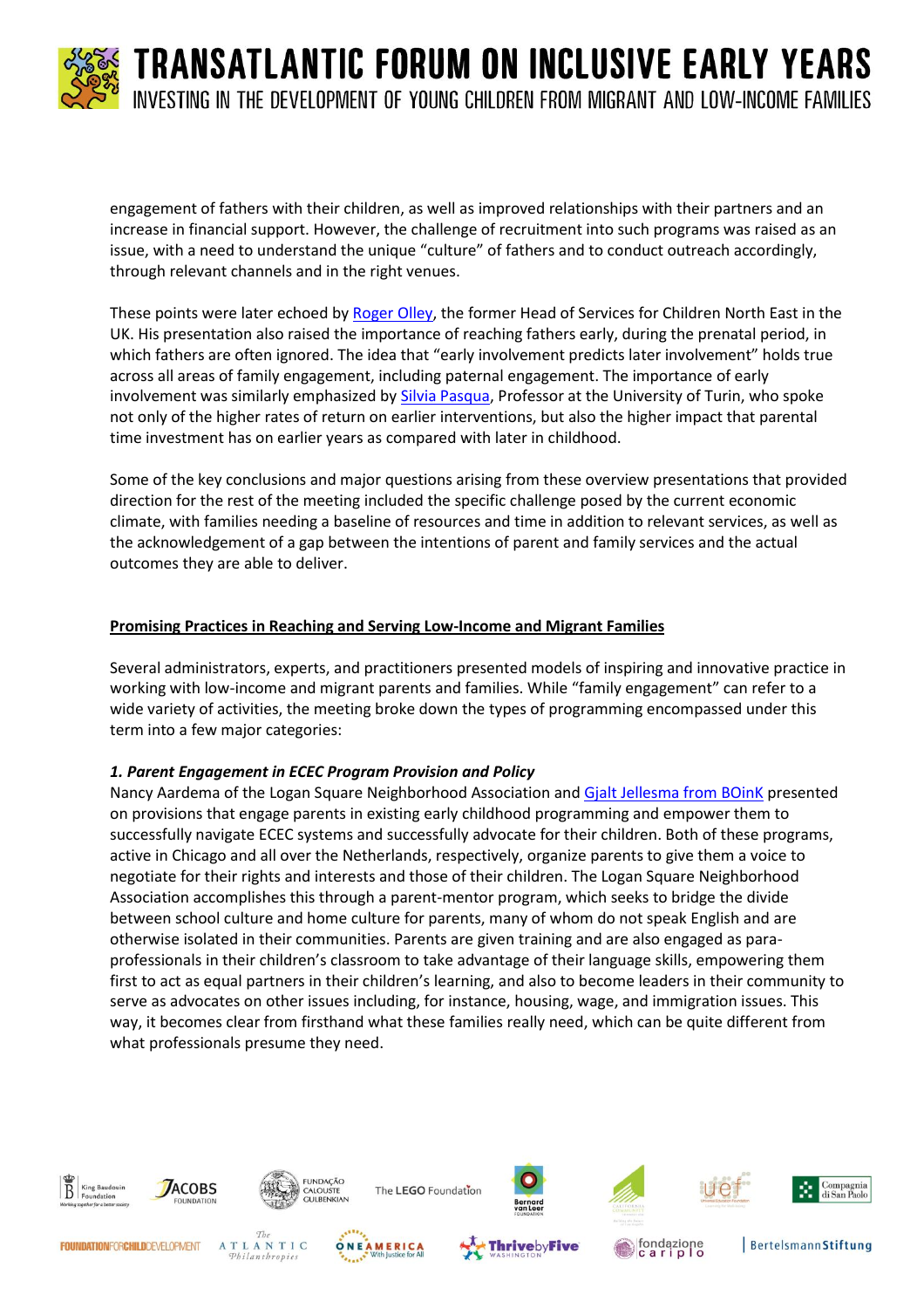engagement of fathers with their children, as well as improved relationships with their partners and an increase in financial support. However, the challenge of recruitment into such programs was raised as an issue, with a need to understand the unique "culture" of fathers and to conduct outreach accordingly, through relevant channels and in the right venues.

These points were later echoed by Roger Olley, the former Head of Services for Children North East in the UK. His presentation also raised the importance of reaching fathers early, during the prenatal period, in which fathers are often ignored. The idea that "early involvement predicts later involvement" holds true across all areas of family engagement, including paternal engagement. The importance of early involvement was similarly emphasized by Silvia Pasqua, Professor at the University of Turin, who spoke not only of the higher rates of return on earlier interventions, but also the higher impact that parental time investment has on earlier years as compared with later in childhood.

Some of the key conclusions and major questions arising from these overview presentations that provided direction for the rest of the meeting included the specific challenge posed by the current economic climate, with families needing a baseline of resources and time in addition to relevant services, as well as the acknowledgement of a gap between the intentions of parent and family services and the actual outcomes they are able to deliver.

## Promising Practices in Reaching and Serving Low-Income and Migrant Families

Several administrators, experts, and practitioners presented models of inspiring and innovative practice in working with low-income and migrant parents and families. While "family engagement" can refer to a wide variety of activities, the meeting broke down the types of programming encompassed under this term into a few major categories:

### *1. Parent Engagement in ECEC Program Provision and Policy*

Nancy Aardema of the Logan Square Neighborhood Association and Gjalt Jellesma from BOinK presented on provisions that engage parents in existing early childhood programming and empower them to successfully navigate ECEC systems and successfully advocate for their children. Both of these programs, active in Chicago and all over the Netherlands, respectively, organize parents to give them a voice to negotiate for their rights and interests and those of their children. The Logan Square Neighborhood Association accomplishes this through a parent-mentor program, which seeks to bridge the divide between school culture and home culture for parents, many of whom do not speak English and are otherwise isolated in their communities. Parents are given training and are also engaged as para-professionals in their children's classroom to take advantage of their language skills, empowering them first to act as equal partners in their children's learning, and also to become leaders in their community to serve as advocates on other issues including, for instance, housing, wage, and immigration issues. This way, it becomes clear from firsthand what these families really need, which can be quite different from what professionals presume they need.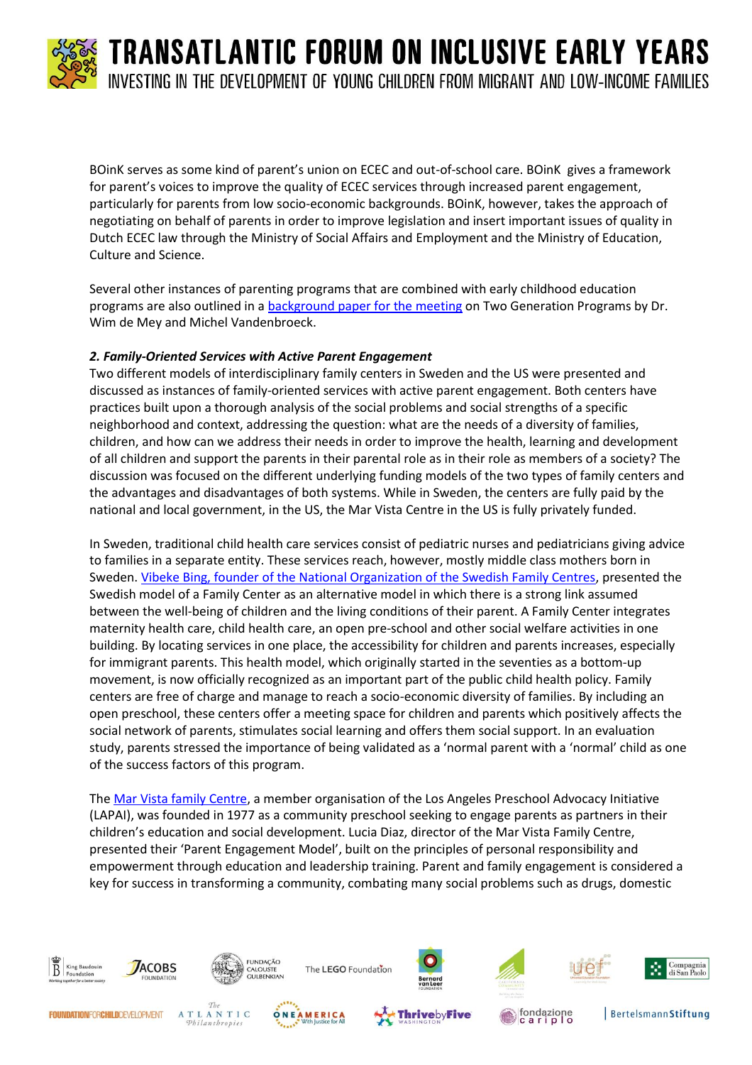BOinK serves as some kind of parent's union on ECEC and out-of-school care. BOinK gives a framework for parent's voices to improve the quality of ECEC services through increased parent engagement, particularly for parents from low socio-economic backgrounds. BOinK, however, takes the approach of negotiating on behalf of parents in order to improve legislation and insert important issues of quality in Dutch ECEC law through the Ministry of Social Affairs and Employment and the Ministry of Education, Culture and Science.

Several other instances of parenting programs that are combined with early childhood education programs are also outlined in a background paper for the meeting on Two Generation Programs by Dr. Wim de Mey and Michel Vandenbroeck.

***2. Family-Oriented Services with Active Parent Engagement***

Two different models of interdisciplinary family centers in Sweden and the US were presented and discussed as instances of family-oriented services with active parent engagement. Both centers have practices built upon a thorough analysis of the social problems and social strengths of a specific neighborhood and context, addressing the question: what are the needs of a diversity of families, children, and how can we address their needs in order to improve the health, learning and development of all children and support the parents in their parental role as in their role as members of a society? The discussion was focused on the different underlying funding models of the two types of family centers and the advantages and disadvantages of both systems. While in Sweden, the centers are fully paid by the national and local government, in the US, the Mar Vista Centre in the US is fully privately funded.

In Sweden, traditional child health care services consist of pediatric nurses and pediatricians giving advice to families in a separate entity. These services reach, however, mostly middle class mothers born in Sweden. Vibeke Bing, founder of the National Organization of the Swedish Family Centres, presented the Swedish model of a Family Center as an alternative model in which there is a strong link assumed between the well-being of children and the living conditions of their parent. A Family Center integrates maternity health care, child health care, an open pre-school and other social welfare activities in one building. By locating services in one place, the accessibility for children and parents increases, especially for immigrant parents. This health model, which originally started in the seventies as a bottom-up movement, is now officially recognized as an important part of the public child health policy. Family centers are free of charge and manage to reach a socio-economic diversity of families. By including an open preschool, these centers offer a meeting space for children and parents which positively affects the social network of parents, stimulates social learning and offers them social support. In an evaluation study, parents stressed the importance of being validated as a 'normal parent with a 'normal' child as one of the success factors of this program.

The Mar Vista family Centre, a member organisation of the Los Angeles Preschool Advocacy Initiative (LAPAI), was founded in 1977 as a community preschool seeking to engage parents as partners in their children's education and social development. Lucia Diaz, director of the Mar Vista Family Centre, presented their 'Parent Engagement Model', built on the principles of personal responsibility and empowerment through education and leadership training. Parent and family engagement is considered a key for success in transforming a community, combating many social problems such as drugs, domestic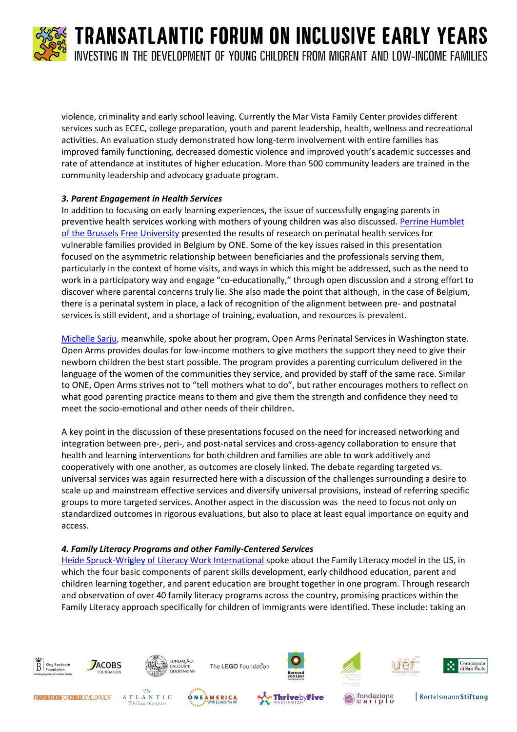violence, criminality and early school leaving. Currently the Mar Vista Family Center provides different services such as ECEC, college preparation, youth and parent leadership, health, wellness and recreational activities. An evaluation study demonstrated how long-term involvement with entire families has improved family functioning, decreased domestic violence and improved youth's academic successes and rate of attendance at institutes of higher education. More than 500 community leaders are trained in the community leadership and advocacy graduate program.

***3. Parent Engagement in Health Services***

In addition to focusing on early learning experiences, the issue of successfully engaging parents in preventive health services working with mothers of young children was also discussed. Perrine Humblet of the Brussels Free University presented the results of research on perinatal health services for vulnerable families provided in Belgium by ONE. Some of the key issues raised in this presentation focused on the asymmetric relationship between beneficiaries and the professionals serving them, particularly in the context of home visits, and ways in which this might be addressed, such as the need to work in a participatory way and engage "co-educationally," through open discussion and a strong effort to discover where parental concerns truly lie. She also made the point that although, in the case of Belgium, there is a perinatal system in place, a lack of recognition of the alignment between pre- and postnatal services is still evident, and a shortage of training, evaluation, and resources is prevalent.

Michelle Sarju, meanwhile, spoke about her program, Open Arms Perinatal Services in Washington state. Open Arms provides doulas for low-income mothers to give mothers the support they need to give their newborn children the best start possible. The program provides a parenting curriculum delivered in the language of the women of the communities they service, and provided by staff of the same race. Similar to ONE, Open Arms strives not to "tell mothers what to do", but rather encourages mothers to reflect on what good parenting practice means to them and give them the strength and confidence they need to meet the socio-emotional and other needs of their children.

A key point in the discussion of these presentations focused on the need for increased networking and integration between pre-, peri-, and post-natal services and cross-agency collaboration to ensure that health and learning interventions for both children and families are able to work additively and cooperatively with one another, as outcomes are closely linked. The debate regarding targeted vs. universal services was again resurrected here with a discussion of the challenges surrounding a desire to scale up and mainstream effective services and diversify universal provisions, instead of referring specific groups to more targeted services. Another aspect in the discussion was the need to focus not only on standardized outcomes in rigorous evaluations, but also to place at least equal importance on equity and access.

***4. Family Literacy Programs and other Family-Centered Services***

Heide Spruck-Wrigley of Literacy Work International spoke about the Family Literacy model in the US, in which the four basic components of parent skills development, early childhood education, parent and children learning together, and parent education are brought together in one program. Through research and observation of over 40 family literacy programs across the country, promising practices within the Family Literacy approach specifically for children of immigrants were identified. These include: taking an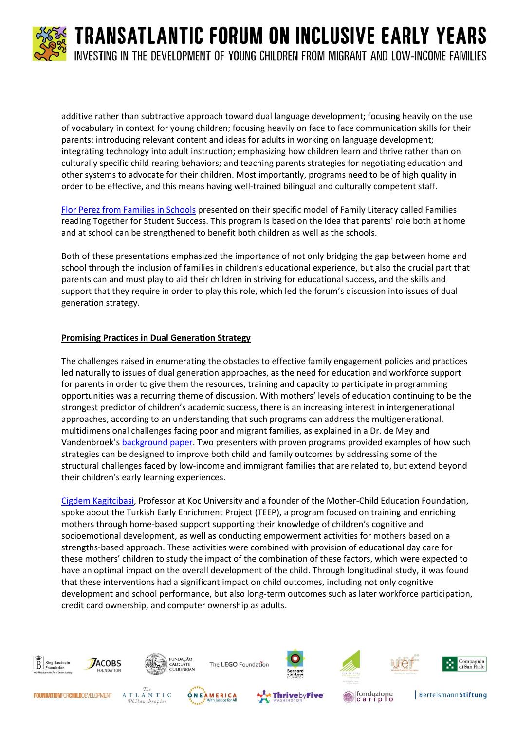additive rather than subtractive approach toward dual language development; focusing heavily on the use of vocabulary in context for young children; focusing heavily on face to face communication skills for their parents; introducing relevant content and ideas for adults in working on language development; integrating technology into adult instruction; emphasizing how children learn and thrive rather than on culturally specific child rearing behaviors; and teaching parents strategies for negotiating education and other systems to advocate for their children. Most importantly, programs need to be of high quality in order to be effective, and this means having well-trained bilingual and culturally competent staff.

Flor Perez from Families in Schools presented on their specific model of Family Literacy called Families reading Together for Student Success. This program is based on the idea that parents' role both at home and at school can be strengthened to benefit both children as well as the schools.

Both of these presentations emphasized the importance of not only bridging the gap between home and school through the inclusion of families in children's educational experience, but also the crucial part that parents can and must play to aid their children in striving for educational success, and the skills and support that they require in order to play this role, which led the forum's discussion into issues of dual generation strategy.

## Promising Practices in Dual Generation Strategy

The challenges raised in enumerating the obstacles to effective family engagement policies and practices led naturally to issues of dual generation approaches, as the need for education and workforce support for parents in order to give them the resources, training and capacity to participate in programming opportunities was a recurring theme of discussion. With mothers' levels of education continuing to be the strongest predictor of children's academic success, there is an increasing interest in intergenerational approaches, according to an understanding that such programs can address the multigenerational, multidimensional challenges facing poor and migrant families, as explained in a Dr. de Mey and Vandenbroek's background paper. Two presenters with proven programs provided examples of how such strategies can be designed to improve both child and family outcomes by addressing some of the structural challenges faced by low-income and immigrant families that are related to, but extend beyond their children's early learning experiences.

Cigdem Kagitcibasi, Professor at Koc University and a founder of the Mother-Child Education Foundation, spoke about the Turkish Early Enrichment Project (TEEP), a program focused on training and enriching mothers through home-based support supporting their knowledge of children's cognitive and socioemotional development, as well as conducting empowerment activities for mothers based on a strengths-based approach. These activities were combined with provision of educational day care for these mothers' children to study the impact of the combination of these factors, which were expected to have an optimal impact on the overall development of the child. Through longitudinal study, it was found that these interventions had a significant impact on child outcomes, including not only cognitive development and school performance, but also long-term outcomes such as later workforce participation, credit card ownership, and computer ownership as adults.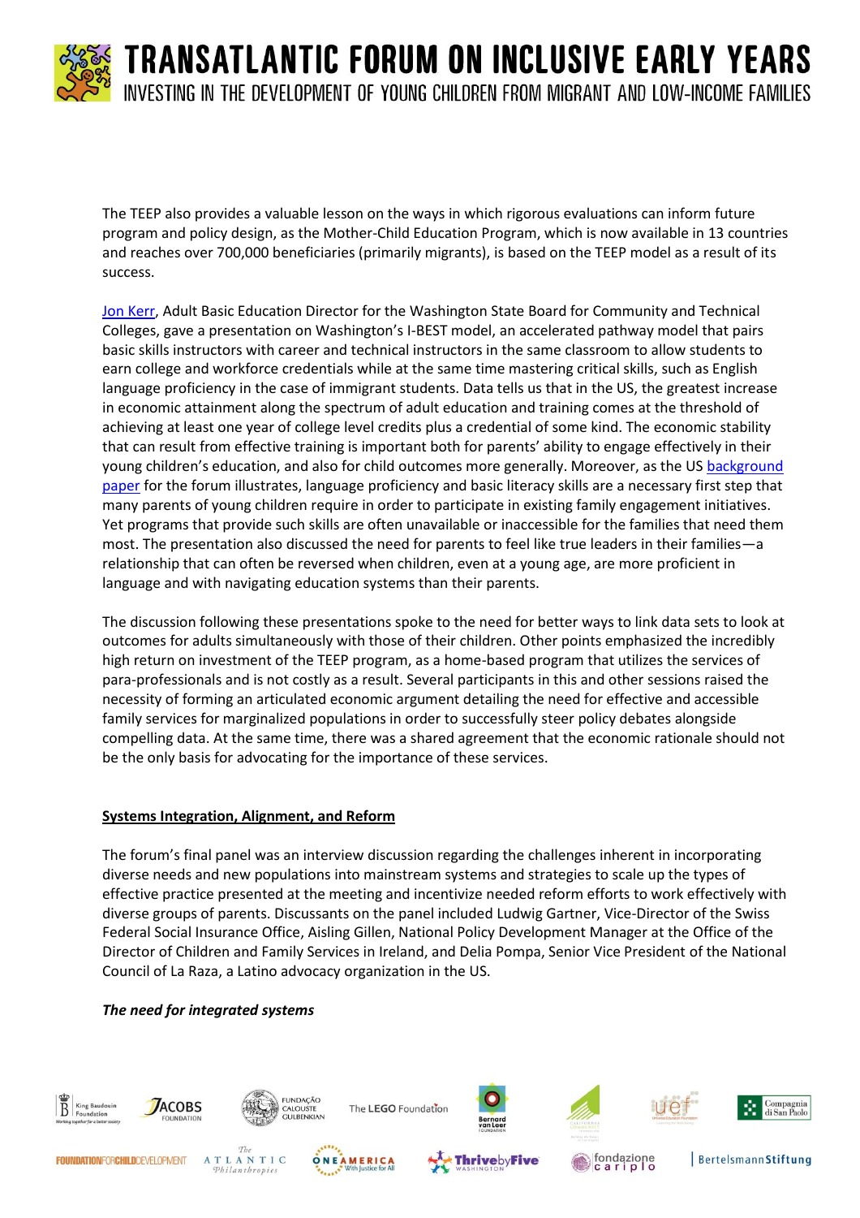The TEEP also provides a valuable lesson on the ways in which rigorous evaluations can inform future program and policy design, as the Mother-Child Education Program, which is now available in 13 countries and reaches over 700,000 beneficiaries (primarily migrants), is based on the TEEP model as a result of its success.

Jon Kerr, Adult Basic Education Director for the Washington State Board for Community and Technical Colleges, gave a presentation on Washington's I-BEST model, an accelerated pathway model that pairs basic skills instructors with career and technical instructors in the same classroom to allow students to earn college and workforce credentials while at the same time mastering critical skills, such as English language proficiency in the case of immigrant students. Data tells us that in the US, the greatest increase in economic attainment along the spectrum of adult education and training comes at the threshold of achieving at least one year of college level credits plus a credential of some kind. The economic stability that can result from effective training is important both for parents' ability to engage effectively in their young children's education, and also for child outcomes more generally. Moreover, as the US background paper for the forum illustrates, language proficiency and basic literacy skills are a necessary first step that many parents of young children require in order to participate in existing family engagement initiatives. Yet programs that provide such skills are often unavailable or inaccessible for the families that need them most. The presentation also discussed the need for parents to feel like true leaders in their families—a relationship that can often be reversed when children, even at a young age, are more proficient in language and with navigating education systems than their parents.

The discussion following these presentations spoke to the need for better ways to link data sets to look at outcomes for adults simultaneously with those of their children. Other points emphasized the incredibly high return on investment of the TEEP program, as a home-based program that utilizes the services of para-professionals and is not costly as a result. Several participants in this and other sessions raised the necessity of forming an articulated economic argument detailing the need for effective and accessible family services for marginalized populations in order to successfully steer policy debates alongside compelling data. At the same time, there was a shared agreement that the economic rationale should not be the only basis for advocating for the importance of these services.

## Systems Integration, Alignment, and Reform

The forum's final panel was an interview discussion regarding the challenges inherent in incorporating diverse needs and new populations into mainstream systems and strategies to scale up the types of effective practice presented at the meeting and incentivize needed reform efforts to work effectively with diverse groups of parents. Discussants on the panel included Ludwig Gartner, Vice-Director of the Swiss Federal Social Insurance Office, Aisling Gillen, National Policy Development Manager at the Office of the Director of Children and Family Services in Ireland, and Delia Pompa, Senior Vice President of the National Council of La Raza, a Latino advocacy organization in the US.

### *The need for integrated systems*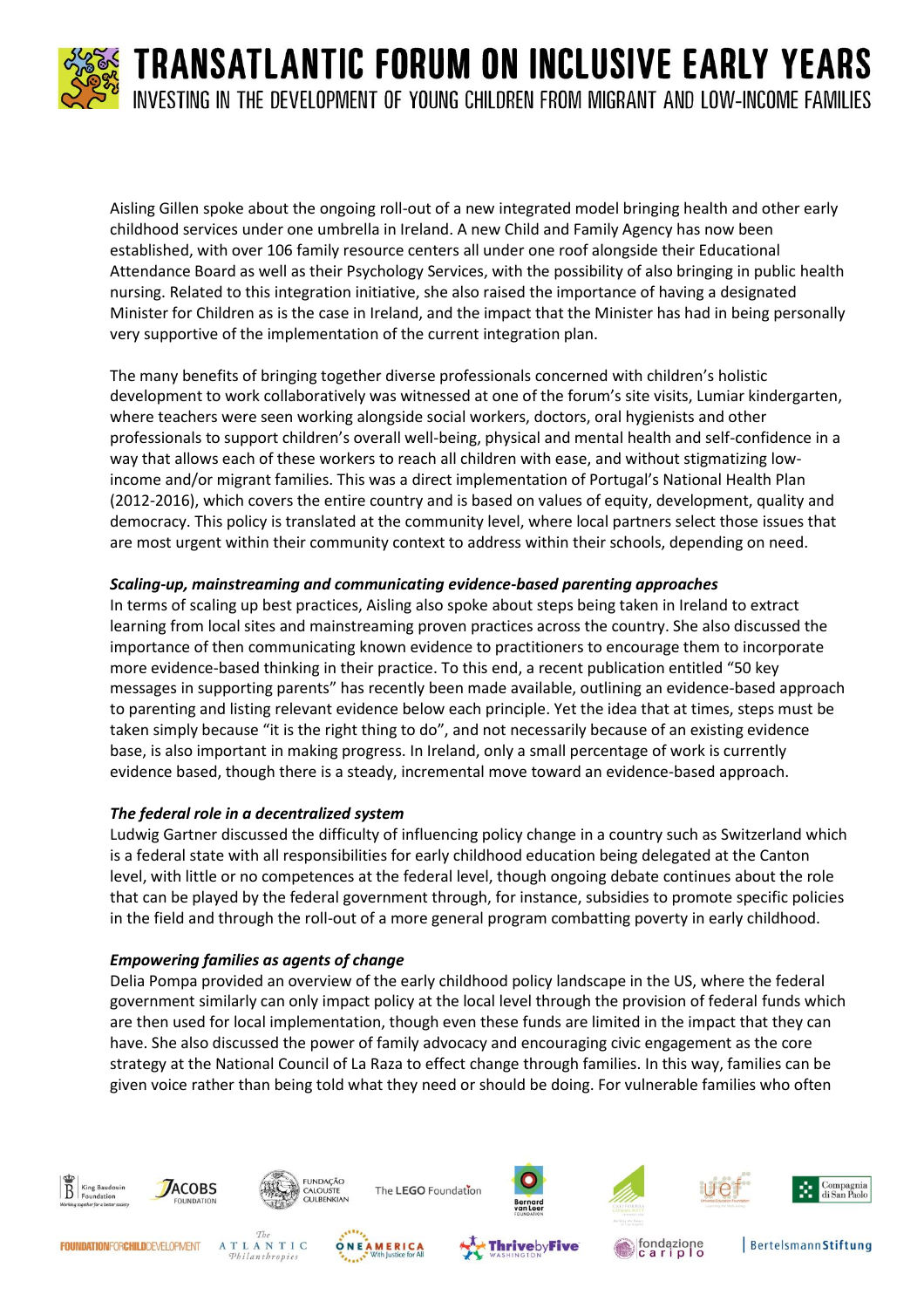Aisling Gillen spoke about the ongoing roll-out of a new integrated model bringing health and other early childhood services under one umbrella in Ireland. A new Child and Family Agency has now been established, with over 106 family resource centers all under one roof alongside their Educational Attendance Board as well as their Psychology Services, with the possibility of also bringing in public health nursing. Related to this integration initiative, she also raised the importance of having a designated Minister for Children as is the case in Ireland, and the impact that the Minister has had in being personally very supportive of the implementation of the current integration plan.

The many benefits of bringing together diverse professionals concerned with children's holistic development to work collaboratively was witnessed at one of the forum's site visits, Lumiar kindergarten, where teachers were seen working alongside social workers, doctors, oral hygienists and other professionals to support children's overall well-being, physical and mental health and self-confidence in a way that allows each of these workers to reach all children with ease, and without stigmatizing low-income and/or migrant families. This was a direct implementation of Portugal's National Health Plan (2012-2016), which covers the entire country and is based on values of equity, development, quality and democracy. This policy is translated at the community level, where local partners select those issues that are most urgent within their community context to address within their schools, depending on need.

***Scaling-up, mainstreaming and communicating evidence-based parenting approaches***

In terms of scaling up best practices, Aisling also spoke about steps being taken in Ireland to extract learning from local sites and mainstreaming proven practices across the country. She also discussed the importance of then communicating known evidence to practitioners to encourage them to incorporate more evidence-based thinking in their practice. To this end, a recent publication entitled "50 key messages in supporting parents" has recently been made available, outlining an evidence-based approach to parenting and listing relevant evidence below each principle. Yet the idea that at times, steps must be taken simply because "it is the right thing to do", and not necessarily because of an existing evidence base, is also important in making progress. In Ireland, only a small percentage of work is currently evidence based, though there is a steady, incremental move toward an evidence-based approach.

***The federal role in a decentralized system***

Ludwig Gartner discussed the difficulty of influencing policy change in a country such as Switzerland which is a federal state with all responsibilities for early childhood education being delegated at the Canton level, with little or no competences at the federal level, though ongoing debate continues about the role that can be played by the federal government through, for instance, subsidies to promote specific policies in the field and through the roll-out of a more general program combatting poverty in early childhood.

***Empowering families as agents of change***

Delia Pompa provided an overview of the early childhood policy landscape in the US, where the federal government similarly can only impact policy at the local level through the provision of federal funds which are then used for local implementation, though even these funds are limited in the impact that they can have. She also discussed the power of family advocacy and encouraging civic engagement as the core strategy at the National Council of La Raza to effect change through families. In this way, families can be given voice rather than being told what they need or should be doing. For vulnerable families who often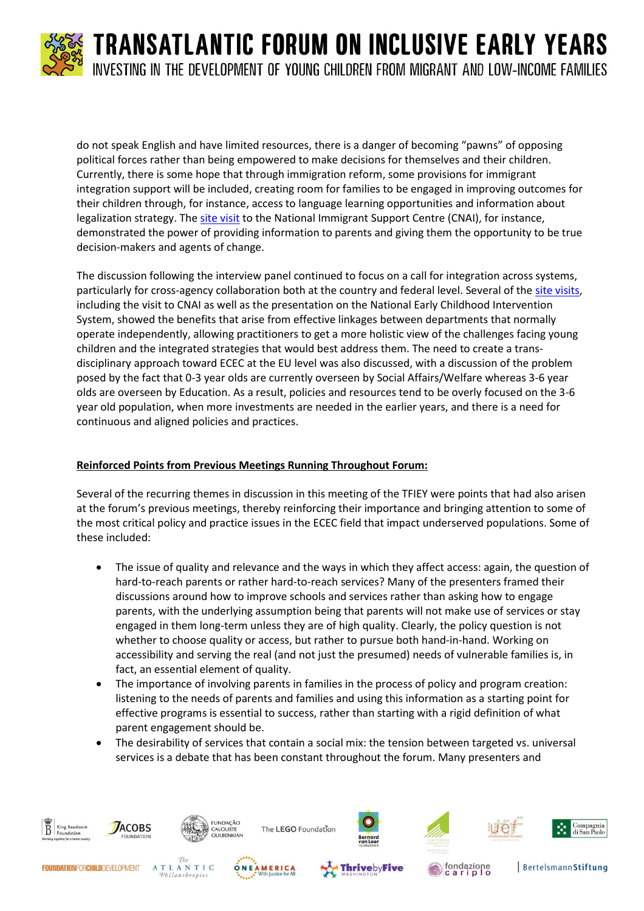do not speak English and have limited resources, there is a danger of becoming "pawns" of opposing political forces rather than being empowered to make decisions for themselves and their children. Currently, there is some hope that through immigration reform, some provisions for immigrant integration support will be included, creating room for families to be engaged in improving outcomes for their children through, for instance, access to language learning opportunities and information about legalization strategy. The site visit to the National Immigrant Support Centre (CNAI), for instance, demonstrated the power of providing information to parents and giving them the opportunity to be true decision-makers and agents of change.

The discussion following the interview panel continued to focus on a call for integration across systems, particularly for cross-agency collaboration both at the country and federal level. Several of the site visits, including the visit to CNAI as well as the presentation on the National Early Childhood Intervention System, showed the benefits that arise from effective linkages between departments that normally operate independently, allowing practitioners to get a more holistic view of the challenges facing young children and the integrated strategies that would best address them. The need to create a trans-disciplinary approach toward ECEC at the EU level was also discussed, with a discussion of the problem posed by the fact that 0-3 year olds are currently overseen by Social Affairs/Welfare whereas 3-6 year olds are overseen by Education. As a result, policies and resources tend to be overly focused on the 3-6 year old population, when more investments are needed in the earlier years, and there is a need for continuous and aligned policies and practices.

**Reinforced Points from Previous Meetings Running Throughout Forum:**

Several of the recurring themes in discussion in this meeting of the TFIEY were points that had also arisen at the forum's previous meetings, thereby reinforcing their importance and bringing attention to some of the most critical policy and practice issues in the ECEC field that impact underserved populations. Some of these included:

- The issue of quality and relevance and the ways in which they affect access: again, the question of hard-to-reach parents or rather hard-to-reach services? Many of the presenters framed their discussions around how to improve schools and services rather than asking how to engage parents, with the underlying assumption being that parents will not make use of services or stay engaged in them long-term unless they are of high quality. Clearly, the policy question is not whether to choose quality or access, but rather to pursue both hand-in-hand. Working on accessibility and serving the real (and not just the presumed) needs of vulnerable families is, in fact, an essential element of quality.
- The importance of involving parents in families in the process of policy and program creation: listening to the needs of parents and families and using this information as a starting point for effective programs is essential to success, rather than starting with a rigid definition of what parent engagement should be.
- The desirability of services that contain a social mix: the tension between targeted vs. universal services is a debate that has been constant throughout the forum. Many presenters and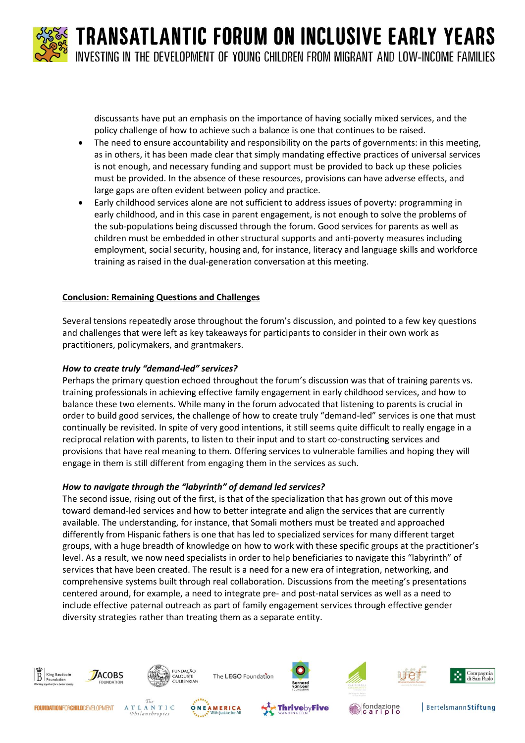discussants have put an emphasis on the importance of having socially mixed services, and the policy challenge of how to achieve such a balance is one that continues to be raised.

- The need to ensure accountability and responsibility on the parts of governments: in this meeting, as in others, it has been made clear that simply mandating effective practices of universal services is not enough, and necessary funding and support must be provided to back up these policies must be provided. In the absence of these resources, provisions can have adverse effects, and large gaps are often evident between policy and practice.
- Early childhood services alone are not sufficient to address issues of poverty: programming in early childhood, and in this case in parent engagement, is not enough to solve the problems of the sub-populations being discussed through the forum. Good services for parents as well as children must be embedded in other structural supports and anti-poverty measures including employment, social security, housing and, for instance, literacy and language skills and workforce training as raised in the dual-generation conversation at this meeting.

## Conclusion: Remaining Questions and Challenges

Several tensions repeatedly arose throughout the forum's discussion, and pointed to a few key questions and challenges that were left as key takeaways for participants to consider in their own work as practitioners, policymakers, and grantmakers.

### *How to create truly "demand-led" services?*

Perhaps the primary question echoed throughout the forum's discussion was that of training parents vs. training professionals in achieving effective family engagement in early childhood services, and how to balance these two elements. While many in the forum advocated that listening to parents is crucial in order to build good services, the challenge of how to create truly "demand-led" services is one that must continually be revisited. In spite of very good intentions, it still seems quite difficult to really engage in a reciprocal relation with parents, to listen to their input and to start co-constructing services and provisions that have real meaning to them. Offering services to vulnerable families and hoping they will engage in them is still different from engaging them in the services as such.

### *How to navigate through the "labyrinth" of demand led services?*

The second issue, rising out of the first, is that of the specialization that has grown out of this move toward demand-led services and how to better integrate and align the services that are currently available. The understanding, for instance, that Somali mothers must be treated and approached differently from Hispanic fathers is one that has led to specialized services for many different target groups, with a huge breadth of knowledge on how to work with these specific groups at the practitioner's level. As a result, we now need specialists in order to help beneficiaries to navigate this "labyrinth" of services that have been created. The result is a need for a new era of integration, networking, and comprehensive systems built through real collaboration. Discussions from the meeting's presentations centered around, for example, a need to integrate pre- and post-natal services as well as a need to include effective paternal outreach as part of family engagement services through effective gender diversity strategies rather than treating them as a separate entity.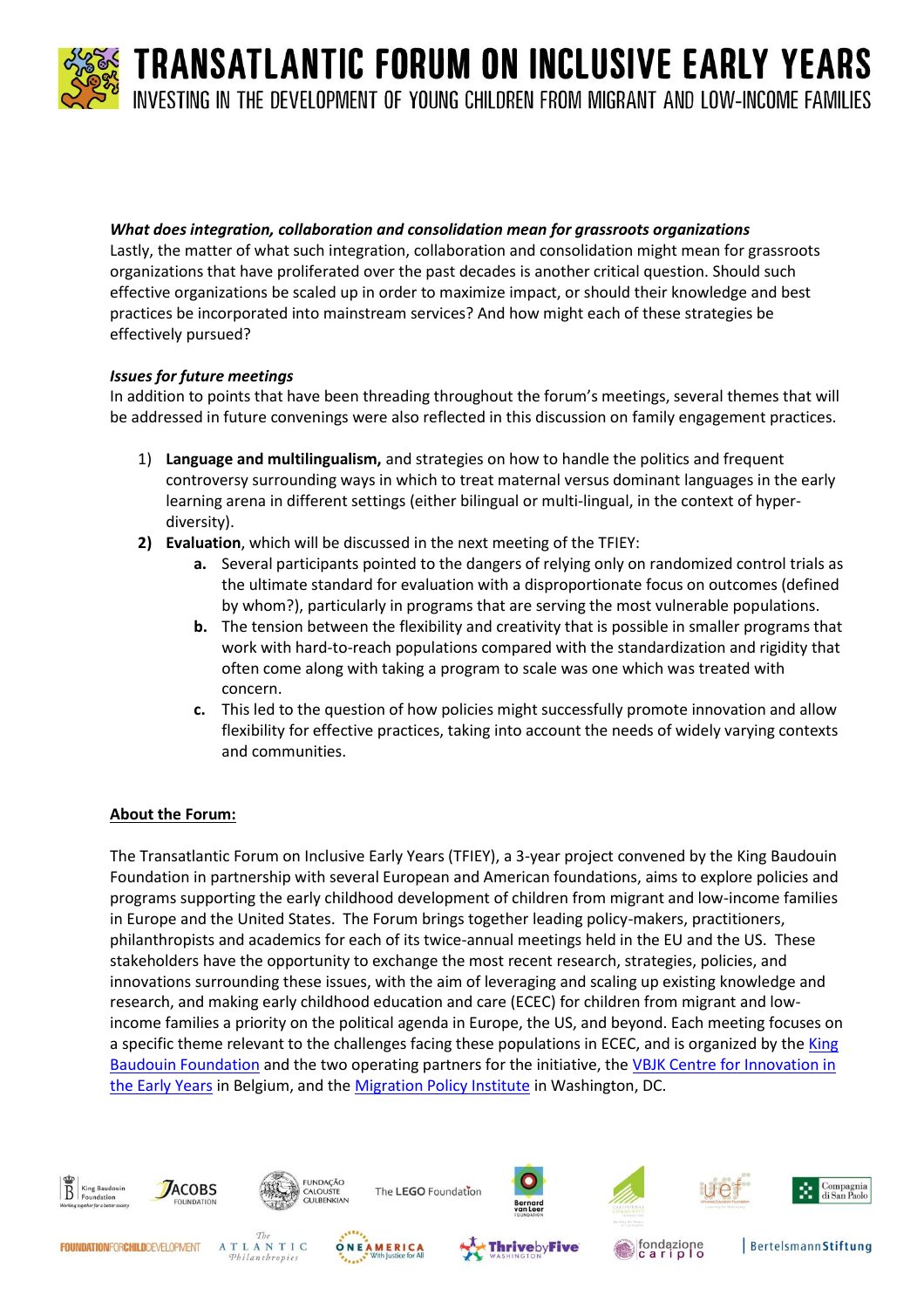***What does integration, collaboration and consolidation mean for grassroots organizations***

Lastly, the matter of what such integration, collaboration and consolidation might mean for grassroots organizations that have proliferated over the past decades is another critical question. Should such effective organizations be scaled up in order to maximize impact, or should their knowledge and best practices be incorporated into mainstream services? And how might each of these strategies be effectively pursued?

***Issues for future meetings***

In addition to points that have been threading throughout the forum's meetings, several themes that will be addressed in future convenings were also reflected in this discussion on family engagement practices.

1) **Language and multilingualism,** and strategies on how to handle the politics and frequent controversy surrounding ways in which to treat maternal versus dominant languages in the early learning arena in different settings (either bilingual or multi-lingual, in the context of hyper-diversity).
2) **Evaluation**, which will be discussed in the next meeting of the TFIEY:
   a. Several participants pointed to the dangers of relying only on randomized control trials as the ultimate standard for evaluation with a disproportionate focus on outcomes (defined by whom?), particularly in programs that are serving the most vulnerable populations.
   b. The tension between the flexibility and creativity that is possible in smaller programs that work with hard-to-reach populations compared with the standardization and rigidity that often come along with taking a program to scale was one which was treated with concern.
   c. This led to the question of how policies might successfully promote innovation and allow flexibility for effective practices, taking into account the needs of widely varying contexts and communities.

**About the Forum:**

The Transatlantic Forum on Inclusive Early Years (TFIEY), a 3-year project convened by the King Baudouin Foundation in partnership with several European and American foundations, aims to explore policies and programs supporting the early childhood development of children from migrant and low-income families in Europe and the United States. The Forum brings together leading policy-makers, practitioners, philanthropists and academics for each of its twice-annual meetings held in the EU and the US. These stakeholders have the opportunity to exchange the most recent research, strategies, policies, and innovations surrounding these issues, with the aim of leveraging and scaling up existing knowledge and research, and making early childhood education and care (ECEC) for children from migrant and low-income families a priority on the political agenda in Europe, the US, and beyond. Each meeting focuses on a specific theme relevant to the challenges facing these populations in ECEC, and is organized by the King Baudouin Foundation and the two operating partners for the initiative, the VBJK Centre for Innovation in the Early Years in Belgium, and the Migration Policy Institute in Washington, DC.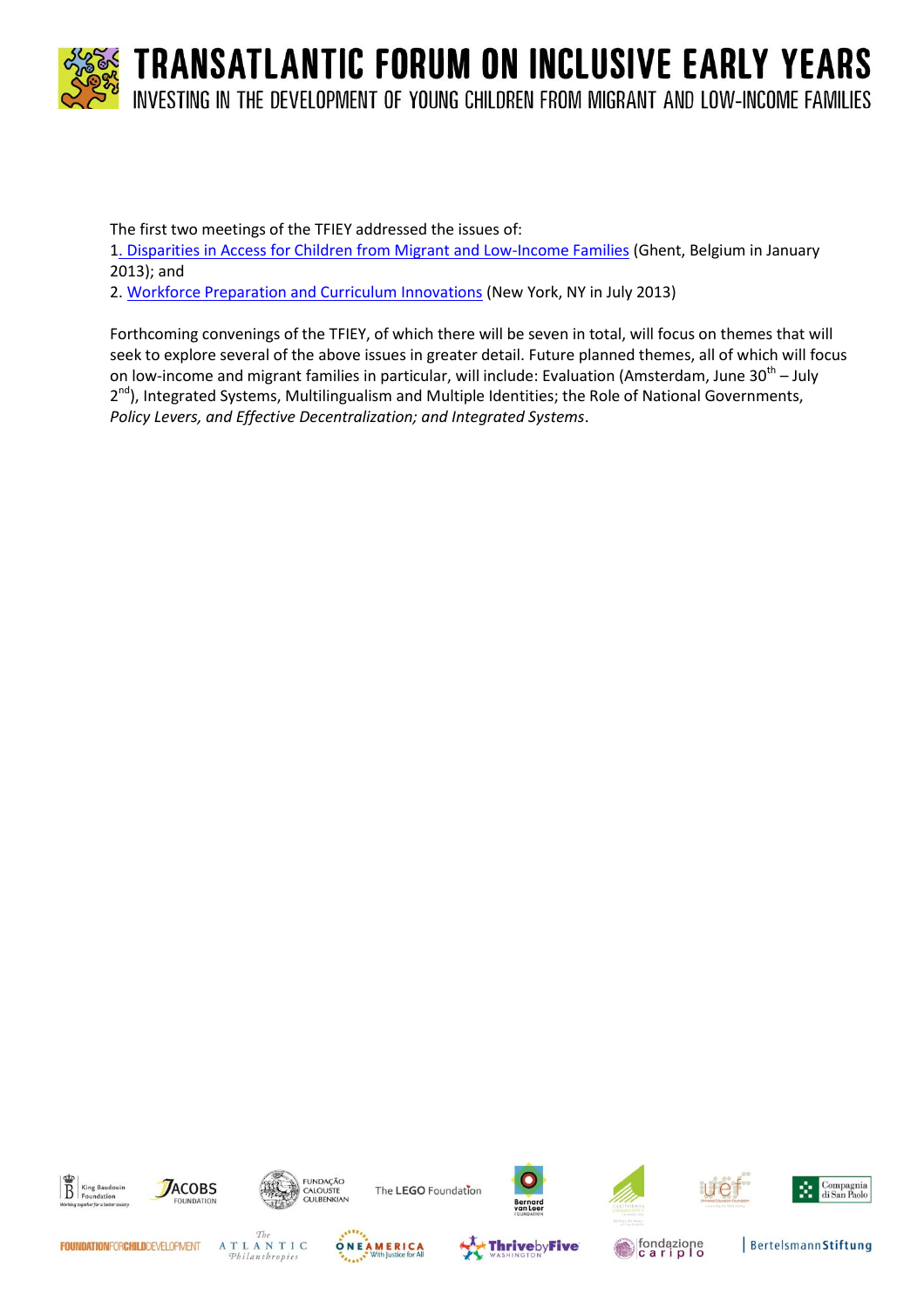The first two meetings of the TFIEY addressed the issues of:

1. Disparities in Access for Children from Migrant and Low-Income Families (Ghent, Belgium in January 2013); and
2. Workforce Preparation and Curriculum Innovations (New York, NY in July 2013)

Forthcoming convenings of the TFIEY, of which there will be seven in total, will focus on themes that will seek to explore several of the above issues in greater detail. Future planned themes, all of which will focus on low-income and migrant families in particular, will include: Evaluation (Amsterdam, June 30th – July 2nd), Integrated Systems, Multilingualism and Multiple Identities; the Role of National Governments, *Policy Levers, and Effective Decentralization; and Integrated Systems*.